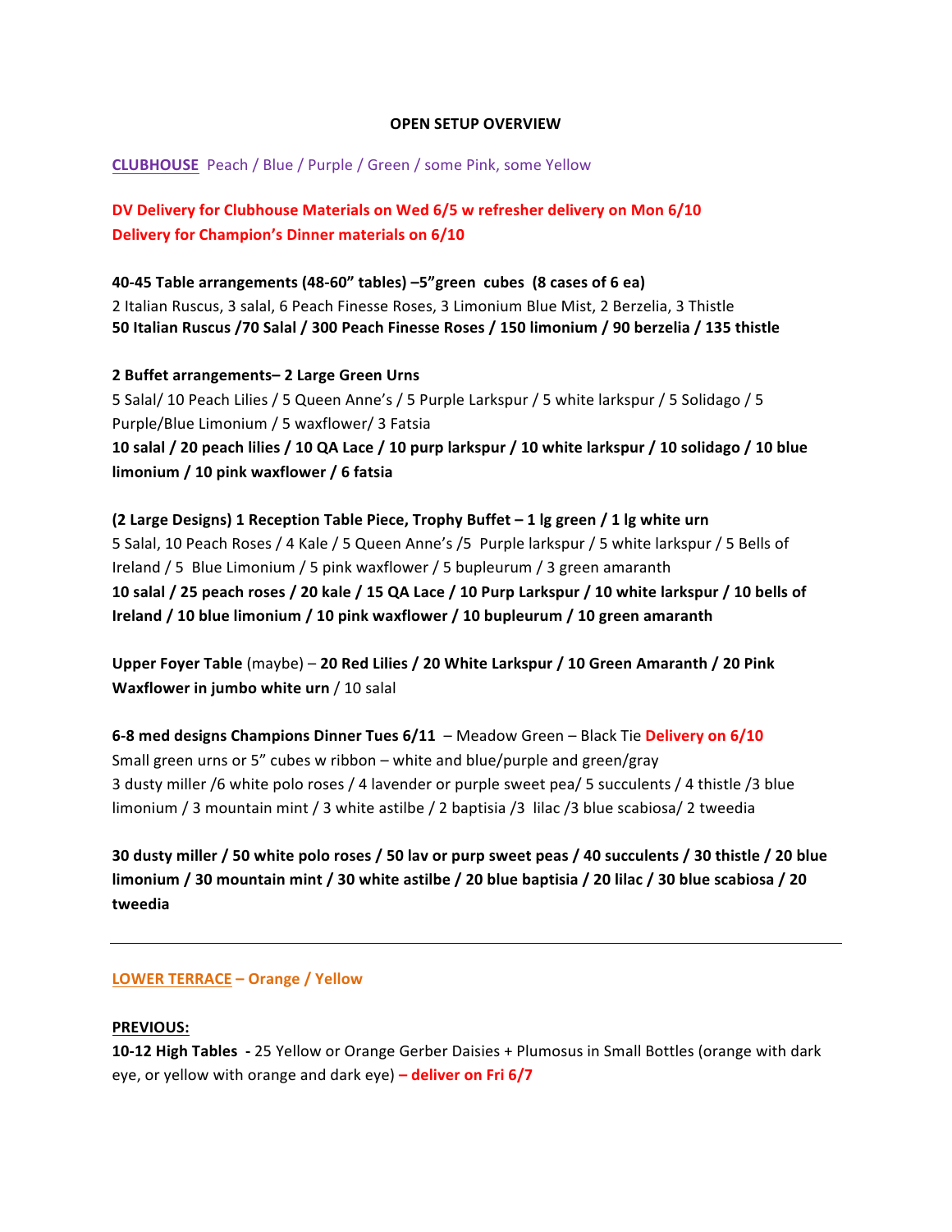# OPEN SETUP OVERVIEW

**CLUBHOUSE** Peach / Blue / Purple / Green / some Pink, some Yellow

**DV Delivery for Clubhouse Materials on Wed 6/5 w refresher delivery on Mon 6/10**
**Delivery for Champion's Dinner materials on 6/10**

**40-45 Table arrangements (48-60" tables) –5"green cubes (8 cases of 6 ea)**
2 Italian Ruscus, 3 salal, 6 Peach Finesse Roses, 3 Limonium Blue Mist, 2 Berzelia, 3 Thistle
**50 Italian Ruscus /70 Salal / 300 Peach Finesse Roses / 150 limonium / 90 berzelia / 135 thistle**

**2 Buffet arrangements– 2 Large Green Urns**
5 Salal/ 10 Peach Lilies / 5 Queen Anne's / 5 Purple Larkspur / 5 white larkspur / 5 Solidago / 5 Purple/Blue Limonium / 5 waxflower/ 3 Fatsia
**10 salal / 20 peach lilies / 10 QA Lace / 10 purp larkspur / 10 white larkspur / 10 solidago / 10 blue limonium / 10 pink waxflower / 6 fatsia**

**(2 Large Designs) 1 Reception Table Piece, Trophy Buffet – 1 lg green / 1 lg white urn**
5 Salal, 10 Peach Roses / 4 Kale / 5 Queen Anne's /5 Purple larkspur / 5 white larkspur / 5 Bells of Ireland / 5 Blue Limonium / 5 pink waxflower / 5 bupleurum / 3 green amaranth
**10 salal / 25 peach roses / 20 kale / 15 QA Lace / 10 Purp Larkspur / 10 white larkspur / 10 bells of Ireland / 10 blue limonium / 10 pink waxflower / 10 bupleurum / 10 green amaranth**

**Upper Foyer Table** (maybe) – **20 Red Lilies / 20 White Larkspur / 10 Green Amaranth / 20 Pink Waxflower in jumbo white urn** / 10 salal

**6-8 med designs Champions Dinner Tues 6/11** – Meadow Green – Black Tie **Delivery on 6/10**
Small green urns or 5" cubes w ribbon – white and blue/purple and green/gray
3 dusty miller /6 white polo roses / 4 lavender or purple sweet pea/ 5 succulents / 4 thistle /3 blue limonium / 3 mountain mint / 3 white astilbe / 2 baptisia /3 lilac /3 blue scabiosa/ 2 tweedia

**30 dusty miller / 50 white polo roses / 50 lav or purp sweet peas / 40 succulents / 30 thistle / 20 blue limonium / 30 mountain mint / 30 white astilbe / 20 blue baptisia / 20 lilac / 30 blue scabiosa / 20 tweedia**

---

**LOWER TERRACE – Orange / Yellow**

**PREVIOUS:**
**10-12 High Tables -** 25 Yellow or Orange Gerber Daisies + Plumosus in Small Bottles (orange with dark eye, or yellow with orange and dark eye) **– deliver on Fri 6/7**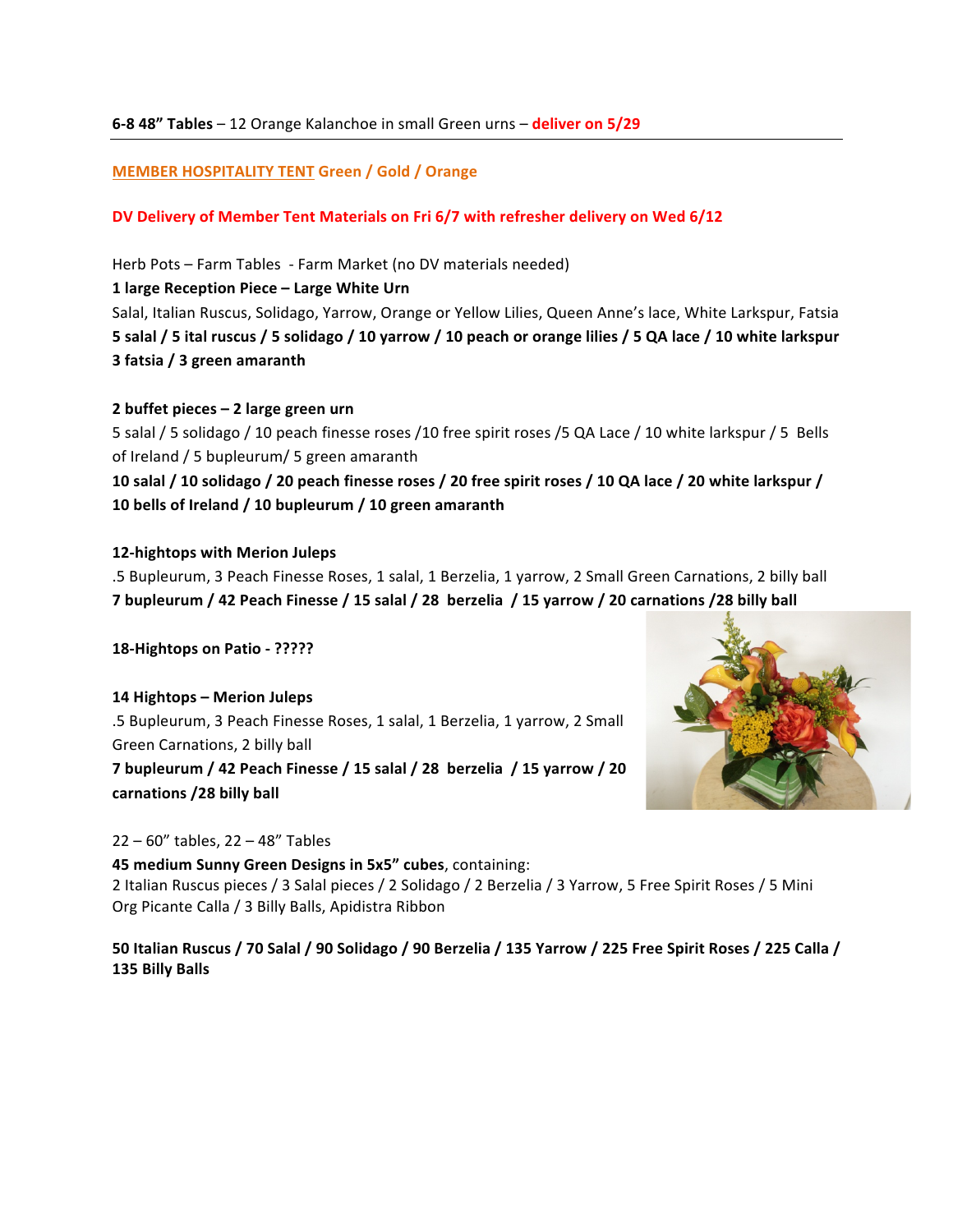**6-8 48" Tables** – 12 Orange Kalanchoe in small Green urns – **deliver on 5/29**

---

**MEMBER HOSPITALITY TENT Green / Gold / Orange**

**DV Delivery of Member Tent Materials on Fri 6/7 with refresher delivery on Wed 6/12**

Herb Pots – Farm Tables - Farm Market (no DV materials needed)

**1 large Reception Piece – Large White Urn**

Salal, Italian Ruscus, Solidago, Yarrow, Orange or Yellow Lilies, Queen Anne's lace, White Larkspur, Fatsia

**5 salal / 5 ital ruscus / 5 solidago / 10 yarrow / 10 peach or orange lilies / 5 QA lace / 10 white larkspur 3 fatsia / 3 green amaranth**

**2 buffet pieces – 2 large green urn**

5 salal / 5 solidago / 10 peach finesse roses /10 free spirit roses /5 QA Lace / 10 white larkspur / 5 Bells of Ireland / 5 bupleurum/ 5 green amaranth

**10 salal / 10 solidago / 20 peach finesse roses / 20 free spirit roses / 10 QA lace / 20 white larkspur / 10 bells of Ireland / 10 bupleurum / 10 green amaranth**

**12-hightops with Merion Juleps**

.5 Bupleurum, 3 Peach Finesse Roses, 1 salal, 1 Berzelia, 1 yarrow, 2 Small Green Carnations, 2 billy ball

**7 bupleurum / 42 Peach Finesse / 15 salal / 28 berzelia / 15 yarrow / 20 carnations /28 billy ball**

**18-Hightops on Patio - ?????**

**14 Hightops – Merion Juleps**

.5 Bupleurum, 3 Peach Finesse Roses, 1 salal, 1 Berzelia, 1 yarrow, 2 Small Green Carnations, 2 billy ball

**7 bupleurum / 42 Peach Finesse / 15 salal / 28 berzelia / 15 yarrow / 20 carnations /28 billy ball**

22 – 60" tables, 22 – 48" Tables

**45 medium Sunny Green Designs in 5x5" cubes**, containing:
2 Italian Ruscus pieces / 3 Salal pieces / 2 Solidago / 2 Berzelia / 3 Yarrow, 5 Free Spirit Roses / 5 Mini Org Picante Calla / 3 Billy Balls, Apidistra Ribbon

**50 Italian Ruscus / 70 Salal / 90 Solidago / 90 Berzelia / 135 Yarrow / 225 Free Spirit Roses / 225 Calla / 135 Billy Balls**